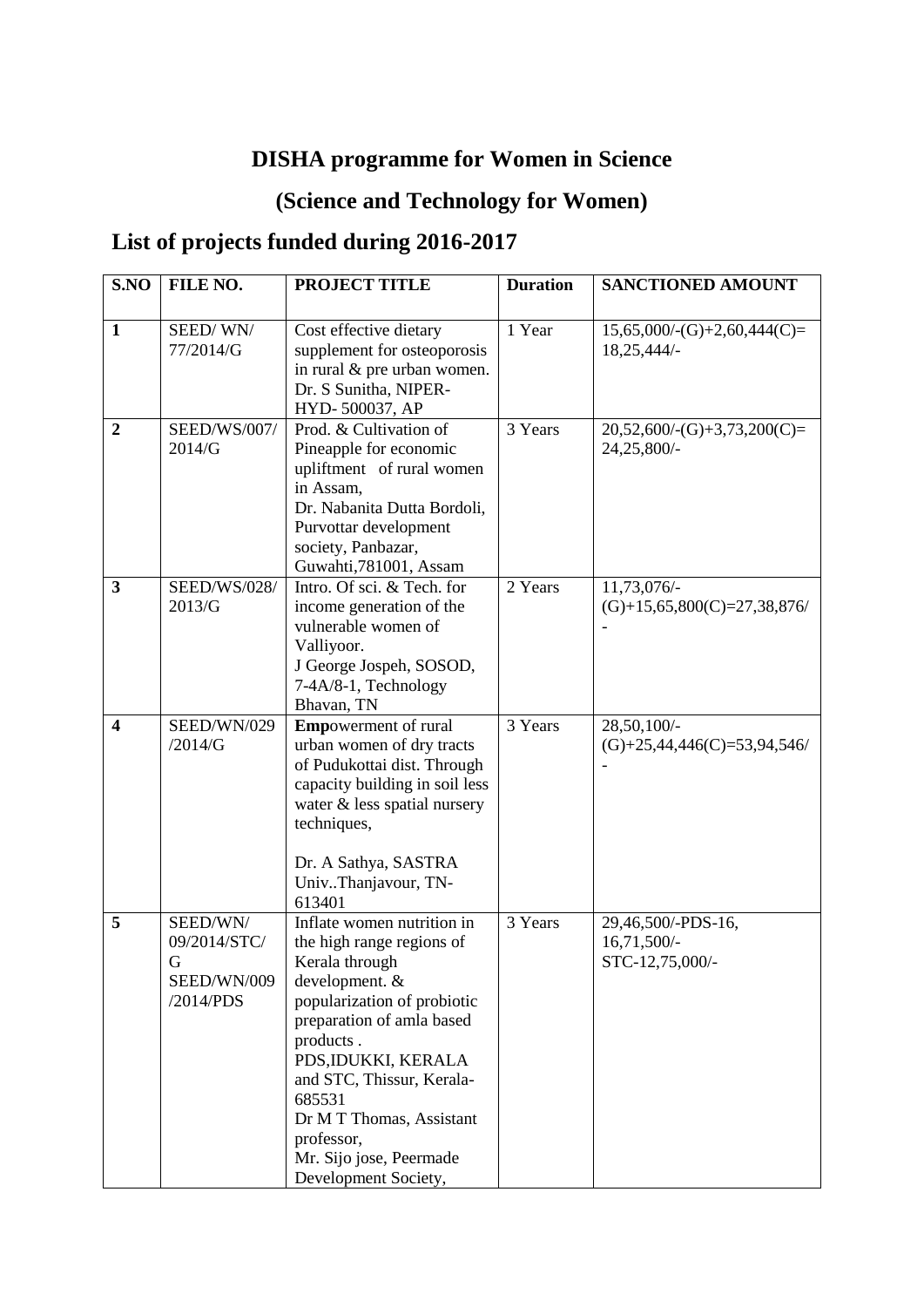# DISHA programme for Women in Science

## (Science and Technology for Women)

## List of projects funded during 2016-2017

| S.NO | FILE NO. | PROJECT TITLE | Duration | SANCTIONED AMOUNT |
|---|---|---|---|---|
| **1** | SEED/ WN/ 77/2014/G | Cost effective dietary supplement for osteoporosis in rural & pre urban women. Dr. S Sunitha, NIPER-HYD- 500037, AP | 1 Year | 15,65,000/-(G)+2,60,444(C)= 18,25,444/- |
| **2** | SEED/WS/007/ 2014/G | Prod. & Cultivation of Pineapple for economic upliftment of rural women in Assam, Dr. Nabanita Dutta Bordoli, Purvottar development society, Panbazar, Guwahti,781001, Assam | 3 Years | 20,52,600/-(G)+3,73,200(C)= 24,25,800/- |
| **3** | SEED/WS/028/ 2013/G | Intro. Of sci. & Tech. for income generation of the vulnerable women of Valliyoor. J George Jospeh, SOSOD, 7-4A/8-1, Technology Bhavan, TN | 2 Years | 11,73,076/- (G)+15,65,800(C)=27,38,876/ - |
| **4** | SEED/WN/029 /2014/G | **Emp**owerment of rural urban women of dry tracts of Pudukottai dist. Through capacity building in soil less water & less spatial nursery techniques, Dr. A Sathya, SASTRA Univ..Thanjavour, TN-613401 | 3 Years | 28,50,100/- (G)+25,44,446(C)=53,94,546/ - |
| **5** | SEED/WN/ 09/2014/STC/ G SEED/WN/009 /2014/PDS | Inflate women nutrition in the high range regions of Kerala through development. & popularization of probiotic preparation of amla based products . PDS,IDUKKI, KERALA and STC, Thissur, Kerala-685531 Dr M T Thomas, Assistant professor, Mr. Sijo jose, Peermade Development Society, | 3 Years | 29,46,500/-PDS-16, 16,71,500/- STC-12,75,000/- |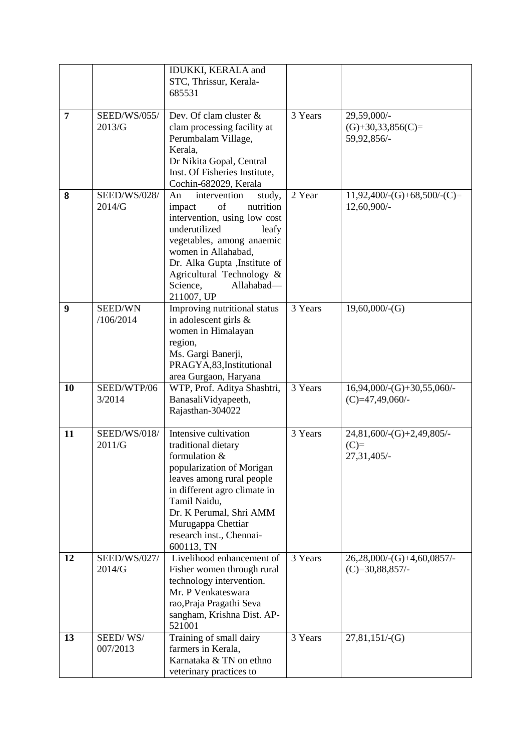| | | | | |
|---|---|---|---|---|
| | | IDUKKI, KERALA and STC, Thrissur, Kerala-685531 | | |
| **7** | SEED/WS/055/2013/G | Dev. Of clam cluster & clam processing facility at Perumbalam Village, Kerala, Dr Nikita Gopal, Central Inst. Of Fisheries Institute, Cochin-682029, Kerala | 3 Years | 29,59,000/-(G)+30,33,856(C)= 59,92,856/- |
| **8** | SEED/WS/028/2014/G | An intervention study, impact of nutrition intervention, using low cost underutilized leafy vegetables, among anaemic women in Allahabad, Dr. Alka Gupta ,Institute of Agricultural Technology & Science, Allahabad—211007, UP | 2 Year | 11,92,400/-(G)+68,500/-(C)= 12,60,900/- |
| **9** | SEED/WN /106/2014 | Improving nutritional status in adolescent girls & women in Himalayan region, Ms. Gargi Banerji, PRAGYA,83,Institutional area Gurgaon, Haryana | 3 Years | 19,60,000/-(G) |
| **10** | SEED/WTP/063/2014 | WTP, Prof. Aditya Shashtri, BanasaliVidyapeeth, Rajasthan-304022 | 3 Years | 16,94,000/-(G)+30,55,060/-(C)=47,49,060/- |
| **11** | SEED/WS/018/2011/G | Intensive cultivation traditional dietary formulation & popularization of Morigan leaves among rural people in different agro climate in Tamil Naidu, Dr. K Perumal, Shri AMM Murugappa Chettiar research inst., Chennai-600113, TN | 3 Years | 24,81,600/-(G)+2,49,805/-(C)= 27,31,405/- |
| **12** | SEED/WS/027/2014/G | Livelihood enhancement of Fisher women through rural technology intervention. Mr. P Venkateswara rao,Praja Pragathi Seva sangham, Krishna Dist. AP-521001 | 3 Years | 26,28,000/-(G)+4,60,0857/-(C)=30,88,857/- |
| **13** | SEED/ WS/ 007/2013 | Training of small dairy farmers in Kerala, Karnataka & TN on ethno veterinary practices to | 3 Years | 27,81,151/-(G) |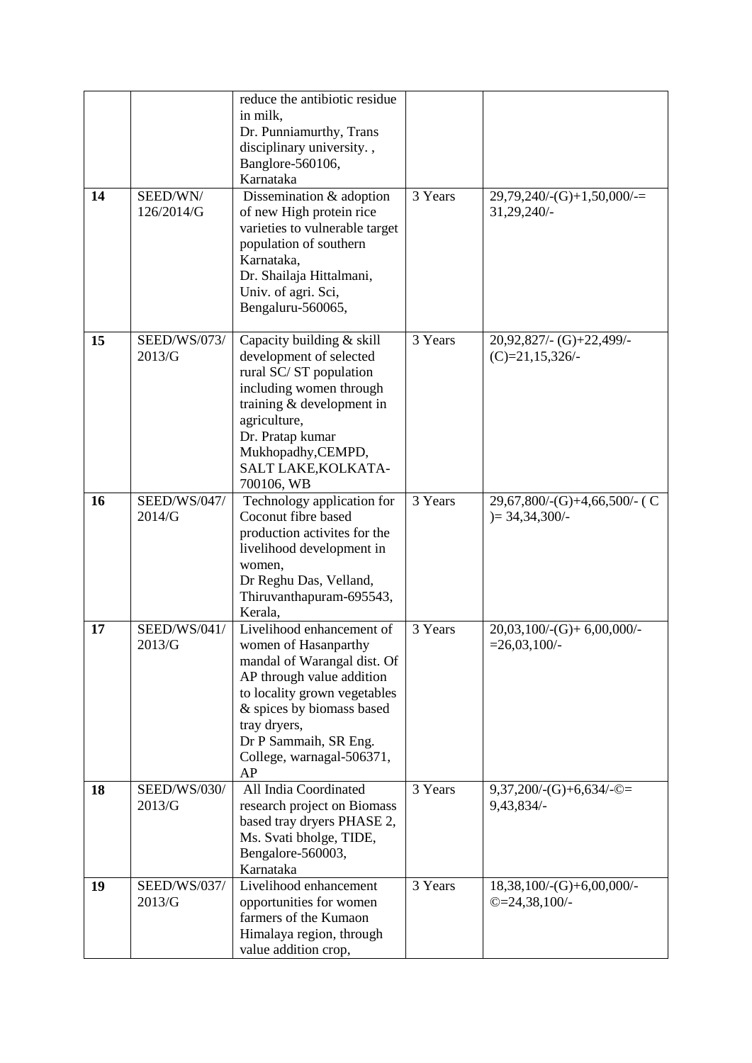|  |  |  |  |  |
|---|---|---|---|---|
|  |  | reduce the antibiotic residue in milk, Dr. Punniamurthy, Trans disciplinary university. , Banglore-560106, Karnataka |  |  |
| **14** | SEED/WN/ 126/2014/G | Dissemination & adoption of new High protein rice varieties to vulnerable target population of southern Karnataka, Dr. Shailaja Hittalmani, Univ. of agri. Sci, Bengaluru-560065, | 3 Years | 29,79,240/-(G)+1,50,000/-= 31,29,240/- |
| **15** | SEED/WS/073/ 2013/G | Capacity building & skill development of selected rural SC/ ST population including women through training & development in agriculture, Dr. Pratap kumar Mukhopadhy,CEMPD, SALT LAKE,KOLKATA-700106, WB | 3 Years | 20,92,827/- (G)+22,499/- (C)=21,15,326/- |
| **16** | SEED/WS/047/ 2014/G | Technology application for Coconut fibre based production activites for the livelihood development in women, Dr Reghu Das, Velland, Thiruvanthapuram-695543, Kerala, | 3 Years | 29,67,800/-(G)+4,66,500/- ( C )= 34,34,300/- |
| **17** | SEED/WS/041/ 2013/G | Livelihood enhancement of women of Hasanparthy mandal of Warangal dist. Of AP through value addition to locality grown vegetables & spices by biomass based tray dryers, Dr P Sammaih, SR Eng. College, warnagal-506371, AP | 3 Years | 20,03,100/-(G)+ 6,00,000/- =26,03,100/- |
| **18** | SEED/WS/030/ 2013/G | All India Coordinated research project on Biomass based tray dryers PHASE 2, Ms. Svati bholge, TIDE, Bengalore-560003, Karnataka | 3 Years | 9,37,200/-(G)+6,634/-©= 9,43,834/- |
| **19** | SEED/WS/037/ 2013/G | Livelihood enhancement opportunities for women farmers of the Kumaon Himalaya region, through value addition crop, | 3 Years | 18,38,100/-(G)+6,00,000/- ©=24,38,100/- |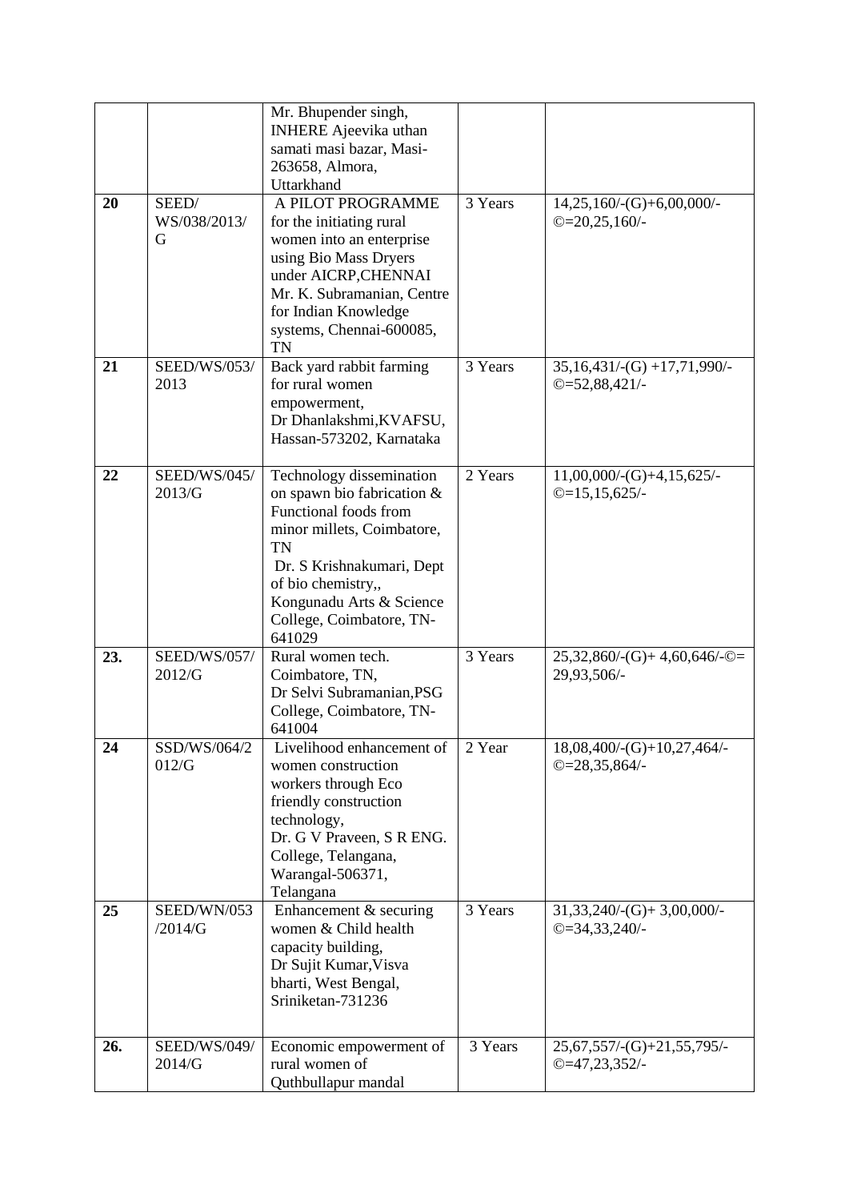|  |  | Mr. Bhupender singh, INHERE Ajeevika uthan samati masi bazar, Masi-263658, Almora, Uttarkhand |  |  |
|---|---|---|---|---|
| **20** | SEED/ WS/038/2013/ G | A PILOT PROGRAMME for the initiating rural women into an enterprise using Bio Mass Dryers under AICRP,CHENNAI Mr. K. Subramanian, Centre for Indian Knowledge systems, Chennai-600085, TN | 3 Years | 14,25,160/-(G)+6,00,000/-©=20,25,160/- |
| **21** | SEED/WS/053/ 2013 | Back yard rabbit farming for rural women empowerment, Dr Dhanlakshmi,KVAFSU, Hassan-573202, Karnataka | 3 Years | 35,16,431/-(G) +17,71,990/-©=52,88,421/- |
| **22** | SEED/WS/045/ 2013/G | Technology dissemination on spawn bio fabrication & Functional foods from minor millets, Coimbatore, TN Dr. S Krishnakumari, Dept of bio chemistry,, Kongunadu Arts & Science College, Coimbatore, TN-641029 | 2 Years | 11,00,000/-(G)+4,15,625/-©=15,15,625/- |
| **23.** | SEED/WS/057/ 2012/G | Rural women tech. Coimbatore, TN, Dr Selvi Subramanian,PSG College, Coimbatore, TN-641004 | 3 Years | 25,32,860/-(G)+ 4,60,646/-©= 29,93,506/- |
| **24** | SSD/WS/064/2 012/G | Livelihood enhancement of women construction workers through Eco friendly construction technology, Dr. G V Praveen, S R ENG. College, Telangana, Warangal-506371, Telangana | 2 Year | 18,08,400/-(G)+10,27,464/-©=28,35,864/- |
| **25** | SEED/WN/053 /2014/G | Enhancement & securing women & Child health capacity building, Dr Sujit Kumar,Visva bharti, West Bengal, Sriniketan-731236 | 3 Years | 31,33,240/-(G)+ 3,00,000/-©=34,33,240/- |
| **26.** | SEED/WS/049/ 2014/G | Economic empowerment of rural women of Quthbullapur mandal | 3 Years | 25,67,557/-(G)+21,55,795/-©=47,23,352/- |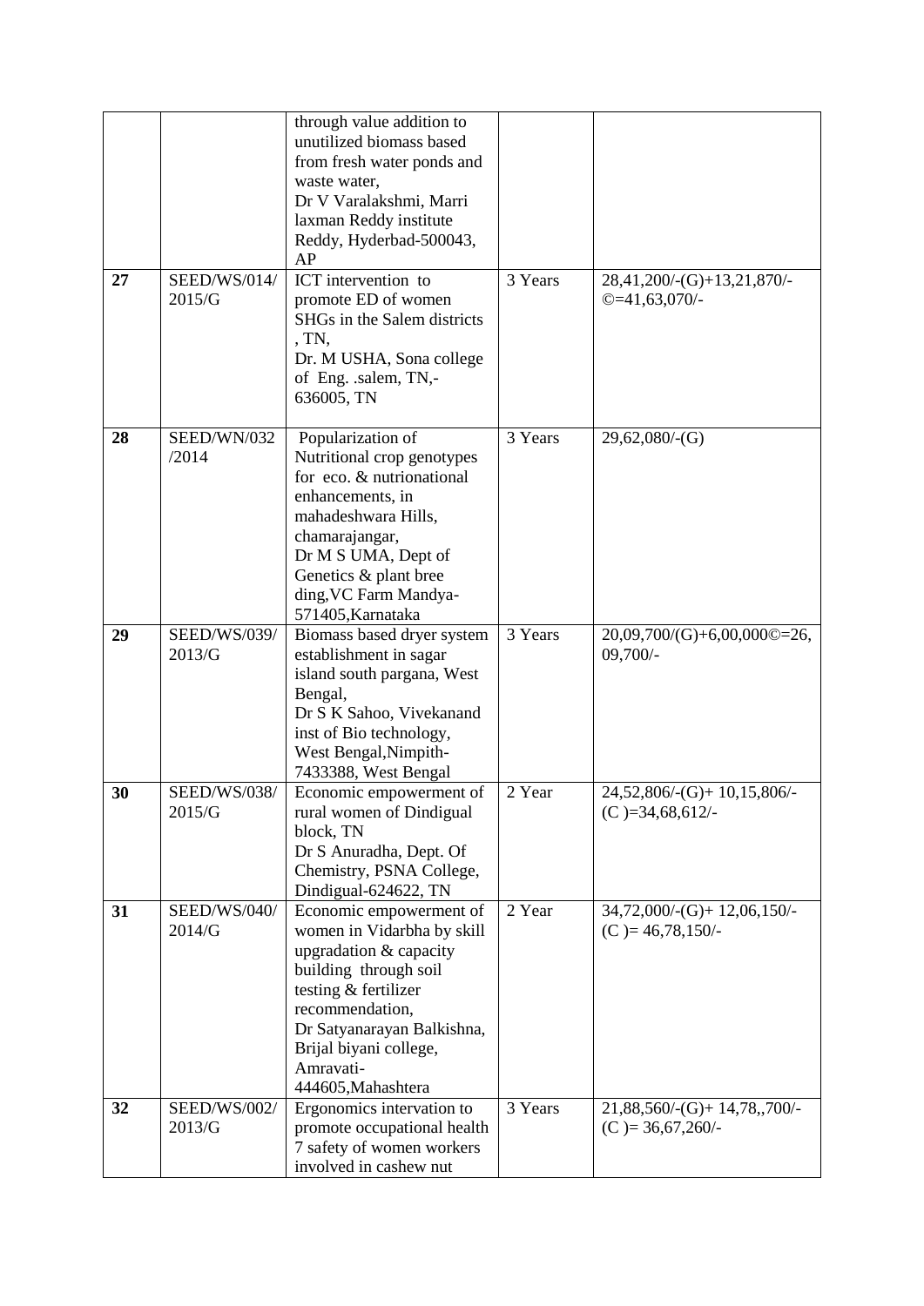|  |  |  |  |  |
|---|---|---|---|---|
|  |  | through value addition to unutilized biomass based from fresh water ponds and waste water, Dr V Varalakshmi, Marri laxman Reddy institute Reddy, Hyderbad-500043, AP |  |  |
| **27** | SEED/WS/014/ 2015/G | ICT intervention to promote ED of women SHGs in the Salem districts , TN, Dr. M USHA, Sona college of Eng. .salem, TN,- 636005, TN | 3 Years | 28,41,200/-(G)+13,21,870/- ©=41,63,070/- |
| **28** | SEED/WN/032 /2014 | Popularization of Nutritional crop genotypes for eco. & nutrionational enhancements, in mahadeshwara Hills, chamarajangar, Dr M S UMA, Dept of Genetics & plant bree ding,VC Farm Mandya- 571405,Karnataka | 3 Years | 29,62,080/-(G) |
| **29** | SEED/WS/039/ 2013/G | Biomass based dryer system establishment in sagar island south pargana, West Bengal, Dr S K Sahoo, Vivekanand inst of Bio technology, West Bengal,Nimpith- 7433388, West Bengal | 3 Years | 20,09,700/(G)+6,00,000©=26, 09,700/- |
| **30** | SEED/WS/038/ 2015/G | Economic empowerment of rural women of Dindigual block, TN Dr S Anuradha, Dept. Of Chemistry, PSNA College, Dindigual-624622, TN | 2 Year | 24,52,806/-(G)+ 10,15,806/- (C )=34,68,612/- |
| **31** | SEED/WS/040/ 2014/G | Economic empowerment of women in Vidarbha by skill upgradation & capacity building through soil testing & fertilizer recommendation, Dr Satyanarayan Balkishna, Brijal biyani college, Amravati- 444605,Mahashtera | 2 Year | 34,72,000/-(G)+ 12,06,150/- (C )= 46,78,150/- |
| **32** | SEED/WS/002/ 2013/G | Ergonomics intervation to promote occupational health 7 safety of women workers involved in cashew nut | 3 Years | 21,88,560/-(G)+ 14,78,,700/- (C )= 36,67,260/- |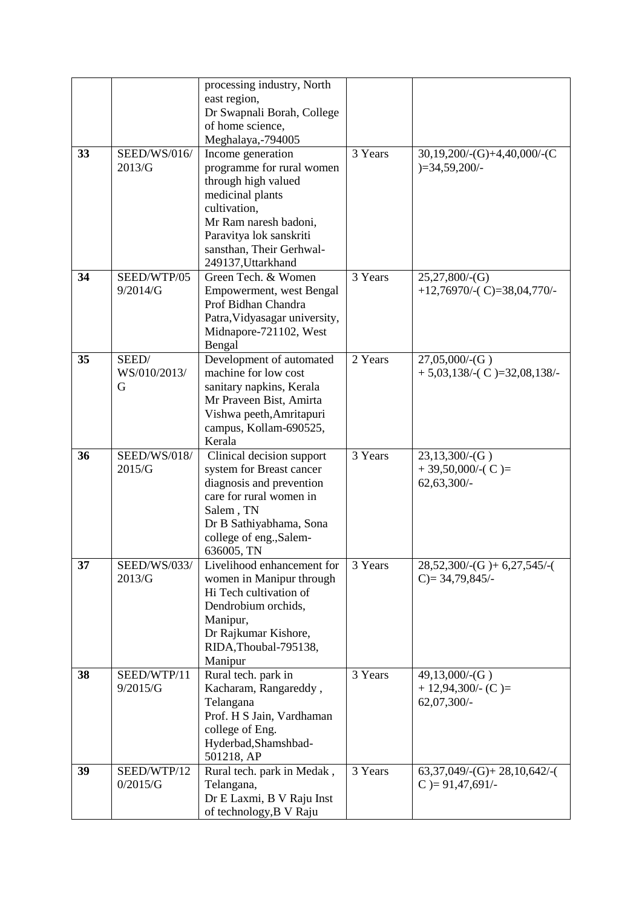| | | | | |
|---|---|---|---|---|
| | | processing industry, North east region, Dr Swapnali Borah, College of home science, Meghalaya,-794005 | | |
| **33** | SEED/WS/016/ 2013/G | Income generation programme for rural women through high valued medicinal plants cultivation, Mr Ram naresh badoni, Paravitya lok sanskriti sansthan, Their Gerhwal-249137,Uttarkhand | 3 Years | 30,19,200/-(G)+4,40,000/-(C )=34,59,200/- |
| **34** | SEED/WTP/05 9/2014/G | Green Tech. & Women Empowerment, west Bengal Prof Bidhan Chandra Patra,Vidyasagar university, Midnapore-721102, West Bengal | 3 Years | 25,27,800/-(G) +12,76970/-( C)=38,04,770/- |
| **35** | SEED/ WS/010/2013/ G | Development of automated machine for low cost sanitary napkins, Kerala Mr Praveen Bist, Amirta Vishwa peeth,Amritapuri campus, Kollam-690525, Kerala | 2 Years | 27,05,000/-(G ) + 5,03,138/-( C )=32,08,138/- |
| **36** | SEED/WS/018/ 2015/G | Clinical decision support system for Breast cancer diagnosis and prevention care for rural women in Salem , TN Dr B Sathiyabhama, Sona college of eng.,Salem-636005, TN | 3 Years | 23,13,300/-(G ) + 39,50,000/-( C )= 62,63,300/- |
| **37** | SEED/WS/033/ 2013/G | Livelihood enhancement for women in Manipur through Hi Tech cultivation of Dendrobium orchids, Manipur, Dr Rajkumar Kishore, RIDA,Thoubal-795138, Manipur | 3 Years | 28,52,300/-(G )+ 6,27,545/-( C)= 34,79,845/- |
| **38** | SEED/WTP/11 9/2015/G | Rural tech. park in Kacharam, Rangareddy , Telangana Prof. H S Jain, Vardhaman college of Eng. Hyderbad,Shamshbad-501218, AP | 3 Years | 49,13,000/-(G ) + 12,94,300/- (C )= 62,07,300/- |
| **39** | SEED/WTP/12 0/2015/G | Rural tech. park in Medak , Telangana, Dr E Laxmi, B V Raju Inst of technology,B V Raju | 3 Years | 63,37,049/-(G)+ 28,10,642/-( C )= 91,47,691/- |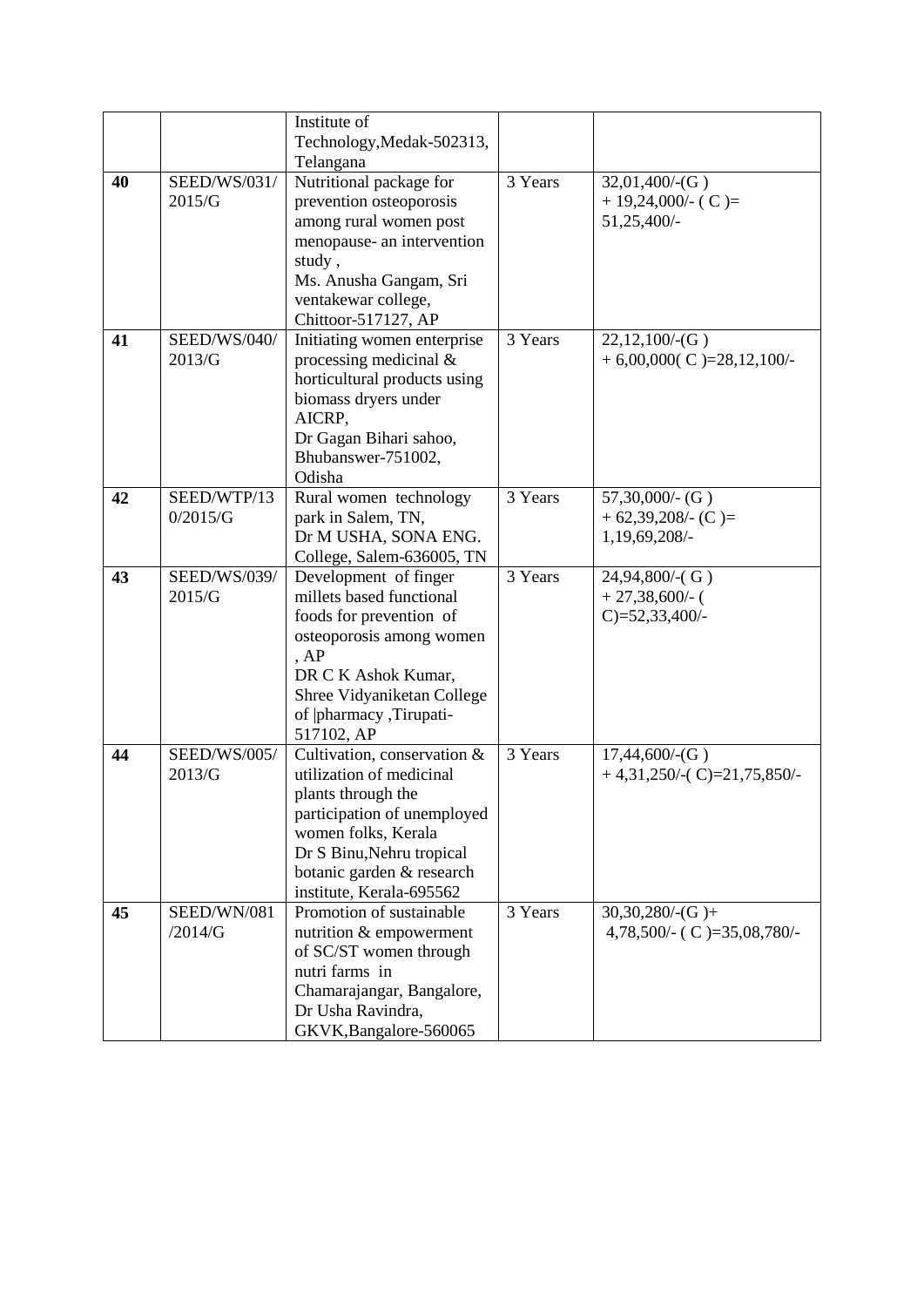| | | | | |
|---|---|---|---|---|
| | | Institute of Technology,Medak-502313, Telangana | | |
| **40** | SEED/WS/031/ 2015/G | Nutritional package for prevention osteoporosis among rural women post menopause- an intervention study , Ms. Anusha Gangam, Sri ventakewar college, Chittoor-517127, AP | 3 Years | 32,01,400/-(G ) + 19,24,000/- ( C )= 51,25,400/- |
| **41** | SEED/WS/040/ 2013/G | Initiating women enterprise processing medicinal & horticultural products using biomass dryers under AICRP, Dr Gagan Bihari sahoo, Bhubanswer-751002, Odisha | 3 Years | 22,12,100/-(G ) + 6,00,000( C )=28,12,100/- |
| **42** | SEED/WTP/13 0/2015/G | Rural women technology park in Salem, TN, Dr M USHA, SONA ENG. College, Salem-636005, TN | 3 Years | 57,30,000/- (G ) + 62,39,208/- (C )= 1,19,69,208/- |
| **43** | SEED/WS/039/ 2015/G | Development of finger millets based functional foods for prevention of osteoporosis among women , AP DR C K Ashok Kumar, Shree Vidyaniketan College of \|pharmacy ,Tirupati- 517102, AP | 3 Years | 24,94,800/-( G ) + 27,38,600/- ( C)=52,33,400/- |
| **44** | SEED/WS/005/ 2013/G | Cultivation, conservation & utilization of medicinal plants through the participation of unemployed women folks, Kerala Dr S Binu,Nehru tropical botanic garden & research institute, Kerala-695562 | 3 Years | 17,44,600/-(G ) + 4,31,250/-( C)=21,75,850/- |
| **45** | SEED/WN/081 /2014/G | Promotion of sustainable nutrition & empowerment of SC/ST women through nutri farms in Chamarajangar, Bangalore, Dr Usha Ravindra, GKVK,Bangalore-560065 | 3 Years | 30,30,280/-(G )+ 4,78,500/- ( C )=35,08,780/- |